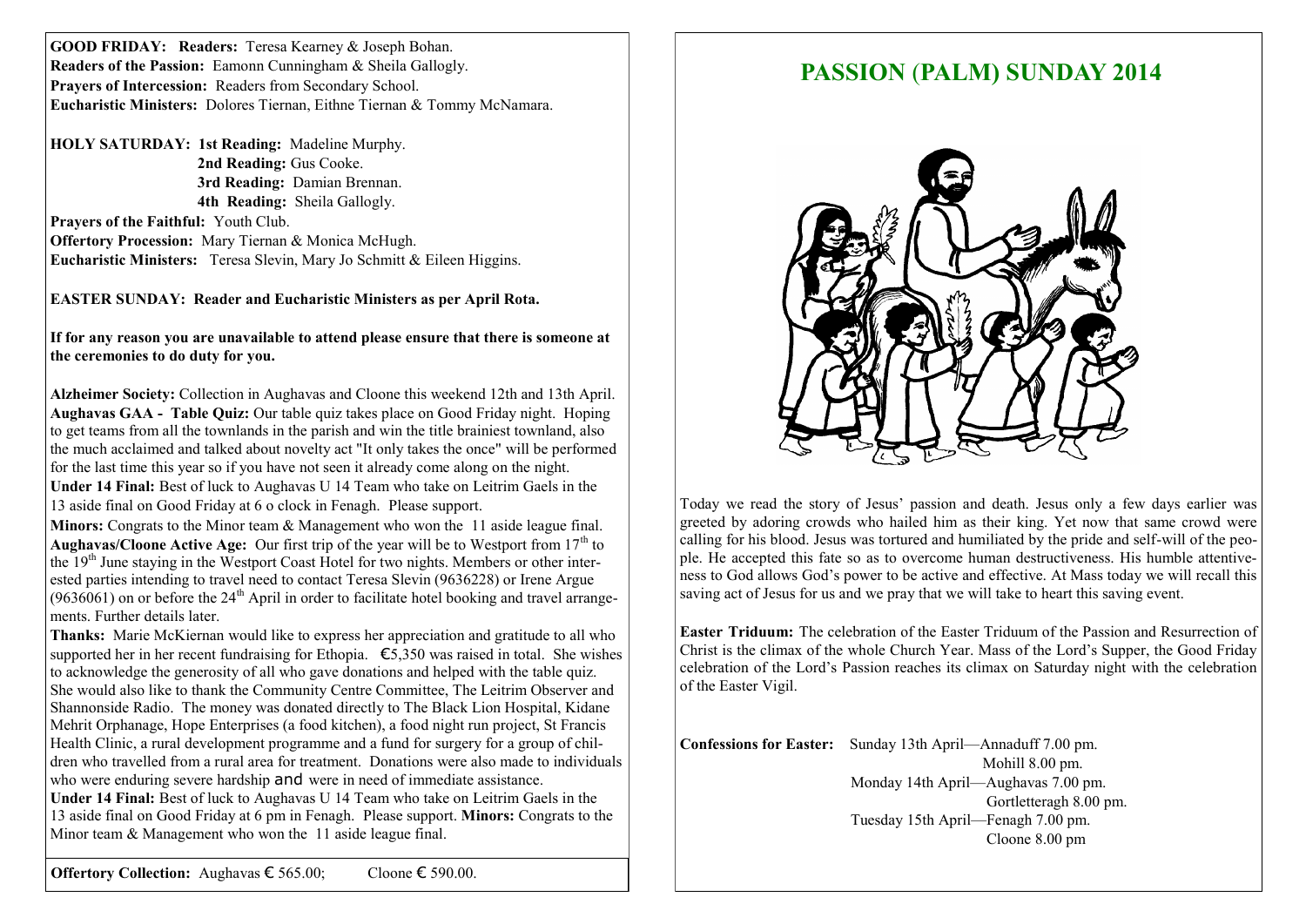**GOOD FRIDAY: Readers:** Teresa Kearney & Joseph Bohan.
**Readers of the Passion:** Eamonn Cunningham & Sheila Gallogly.
**Prayers of Intercession:** Readers from Secondary School.
**Eucharistic Ministers:** Dolores Tiernan, Eithne Tiernan & Tommy McNamara.

**HOLY SATURDAY: 1st Reading:** Madeline Murphy.
**2nd Reading:** Gus Cooke.
**3rd Reading:** Damian Brennan.
**4th Reading:** Sheila Gallogly.
**Prayers of the Faithful:** Youth Club.
**Offertory Procession:** Mary Tiernan & Monica McHugh.
**Eucharistic Ministers:** Teresa Slevin, Mary Jo Schmitt & Eileen Higgins.

**EASTER SUNDAY: Reader and Eucharistic Ministers as per April Rota.**

**If for any reason you are unavailable to attend please ensure that there is someone at the ceremonies to do duty for you.**

**Alzheimer Society:** Collection in Aughavas and Cloone this weekend 12th and 13th April.
**Aughavas GAA - Table Quiz:** Our table quiz takes place on Good Friday night. Hoping to get teams from all the townlands in the parish and win the title brainiest townland, also the much acclaimed and talked about novelty act "It only takes the once" will be performed for the last time this year so if you have not seen it already come along on the night.
**Under 14 Final:** Best of luck to Aughavas U 14 Team who take on Leitrim Gaels in the 13 aside final on Good Friday at 6 o clock in Fenagh. Please support.
**Minors:** Congrats to the Minor team & Management who won the 11 aside league final.
**Aughavas/Cloone Active Age:** Our first trip of the year will be to Westport from 17th to the 19th June staying in the Westport Coast Hotel for two nights. Members or other interested parties intending to travel need to contact Teresa Slevin (9636228) or Irene Argue (9636061) on or before the 24th April in order to facilitate hotel booking and travel arrangements. Further details later.
**Thanks:** Marie McKiernan would like to express her appreciation and gratitude to all who supported her in her recent fundraising for Ethopia. €5,350 was raised in total. She wishes to acknowledge the generosity of all who gave donations and helped with the table quiz. She would also like to thank the Community Centre Committee, The Leitrim Observer and Shannonside Radio. The money was donated directly to The Black Lion Hospital, Kidane Mehrit Orphanage, Hope Enterprises (a food kitchen), a food night run project, St Francis Health Clinic, a rural development programme and a fund for surgery for a group of children who travelled from a rural area for treatment. Donations were also made to individuals who were enduring severe hardship and were in need of immediate assistance.
**Under 14 Final:** Best of luck to Aughavas U 14 Team who take on Leitrim Gaels in the 13 aside final on Good Friday at 6 pm in Fenagh. Please support. **Minors:** Congrats to the Minor team & Management who won the 11 aside league final.

**Offertory Collection:** Aughavas € 565.00; Cloone € 590.00.

# PASSION (PALM) SUNDAY 2014

Today we read the story of Jesus' passion and death. Jesus only a few days earlier was greeted by adoring crowds who hailed him as their king. Yet now that same crowd were calling for his blood. Jesus was tortured and humiliated by the pride and self-will of the people. He accepted this fate so as to overcome human destructiveness. His humble attentiveness to God allows God's power to be active and effective. At Mass today we will recall this saving act of Jesus for us and we pray that we will take to heart this saving event.

**Easter Triduum:** The celebration of the Easter Triduum of the Passion and Resurrection of Christ is the climax of the whole Church Year. Mass of the Lord's Supper, the Good Friday celebration of the Lord's Passion reaches its climax on Saturday night with the celebration of the Easter Vigil.

**Confessions for Easter:** Sunday 13th April—Annaduff 7.00 pm.
Mohill 8.00 pm.
Monday 14th April—Aughavas 7.00 pm.
Gortletteragh 8.00 pm.
Tuesday 15th April—Fenagh 7.00 pm.
Cloone 8.00 pm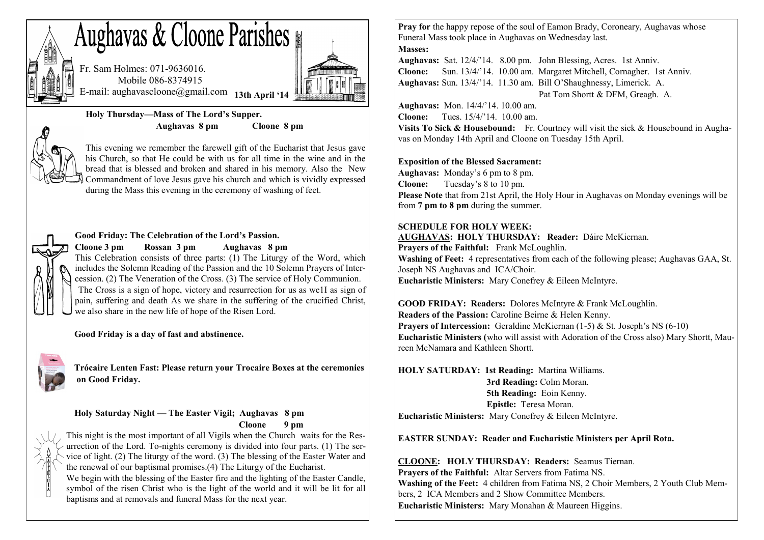# Aughavas & Cloone Parishes

Fr. Sam Holmes: 071-9636016.
Mobile 086-8374915
E-mail: aughavascloone@gmail.com **13th April '14**

**Holy Thursday—Mass of The Lord's Supper.**
**Aughavas 8 pm Cloone 8 pm**

This evening we remember the farewell gift of the Eucharist that Jesus gave his Church, so that He could be with us for all time in the wine and in the bread that is blessed and broken and shared in his memory. Also the New Commandment of love Jesus gave his church and which is vividly expressed during the Mass this evening in the ceremony of washing of feet.

**Good Friday: The Celebration of the Lord's Passion.**
**Cloone 3 pm Rossan 3 pm Aughavas 8 pm**

This Celebration consists of three parts: (1) The Liturgy of the Word, which includes the Solemn Reading of the Passion and the 10 Solemn Prayers of Intercession. (2) The Veneration of the Cross. (3) The service of Holy Communion.
The Cross is a sign of hope, victory and resurrection for us as we1l as sign of pain, suffering and death As we share in the suffering of the crucified Christ, we also share in the new life of hope of the Risen Lord.

**Good Friday is a day of fast and abstinence.**

**Trócaire Lenten Fast: Please return your Trocaire Boxes at the ceremonies on Good Friday.**

**Holy Saturday Night — The Easter Vigil; Aughavas 8 pm**
**Cloone 9 pm**

This night is the most important of all Vigils when the Church waits for the Resurrection of the Lord. To-nights ceremony is divided into four parts. (1) The service of light. (2) The liturgy of the word. (3) The blessing of the Easter Water and the renewal of our baptismal promises.(4) The Liturgy of the Eucharist.
We begin with the blessing of the Easter fire and the lighting of the Easter Candle, symbol of the risen Christ who is the light of the world and it will be lit for all baptisms and at removals and funeral Mass for the next year.

**Pray for** the happy repose of the soul of Eamon Brady, Coroneary, Aughavas whose Funeral Mass took place in Aughavas on Wednesday last.

**Masses:**

**Aughavas:** Sat. 12/4/'14. 8.00 pm. John Blessing, Acres. 1st Anniv.
**Cloone:** Sun. 13/4/'14. 10.00 am. Margaret Mitchell, Cornagher. 1st Anniv.
**Aughavas:** Sun. 13/4/'14. 11.30 am. Bill O'Shaughnessy, Limerick. A.
Pat Tom Shortt & DFM, Greagh. A.
**Aughavas:** Mon. 14/4/'14. 10.00 am.
**Cloone:** Tues. 15/4/'14. 10.00 am.

**Visits To Sick & Housebound:** Fr. Courtney will visit the sick & Housebound in Aughavas on Monday 14th April and Cloone on Tuesday 15th April.

**Exposition of the Blessed Sacrament:**
**Aughavas:** Monday's 6 pm to 8 pm.
**Cloone:** Tuesday's 8 to 10 pm.
**Please Note** that from 21st April, the Holy Hour in Aughavas on Monday evenings will be from **7 pm to 8 pm** during the summer.

**SCHEDULE FOR HOLY WEEK:**

**AUGHAVAS: HOLY THURSDAY: Reader:** Dáire McKiernan.
**Prayers of the Faithful:** Frank McLoughlin.
**Washing of Feet:** 4 representatives from each of the following please; Aughavas GAA, St. Joseph NS Aughavas and ICA/Choir.
**Eucharistic Ministers:** Mary Conefrey & Eileen McIntyre.

**GOOD FRIDAY: Readers:** Dolores McIntyre & Frank McLoughlin.
**Readers of the Passion:** Caroline Beirne & Helen Kenny.
**Prayers of Intercession:** Geraldine McKiernan (1-5) & St. Joseph's NS (6-10)
**Eucharistic Ministers (**who will assist with Adoration of the Cross also) Mary Shortt, Maureen McNamara and Kathleen Shortt.

**HOLY SATURDAY: 1st Reading:** Martina Williams.
**3rd Reading:** Colm Moran.
**5th Reading:** Eoin Kenny.
**Epistle:** Teresa Moran.
**Eucharistic Ministers:** Mary Conefrey & Eileen McIntyre.

**EASTER SUNDAY: Reader and Eucharistic Ministers per April Rota.**

**CLOONE: HOLY THURSDAY: Readers:** Seamus Tiernan.
**Prayers of the Faithful:** Altar Servers from Fatima NS.
**Washing of the Feet:** 4 children from Fatima NS, 2 Choir Members, 2 Youth Club Members, 2 ICA Members and 2 Show Committee Members.
**Eucharistic Ministers:** Mary Monahan & Maureen Higgins.